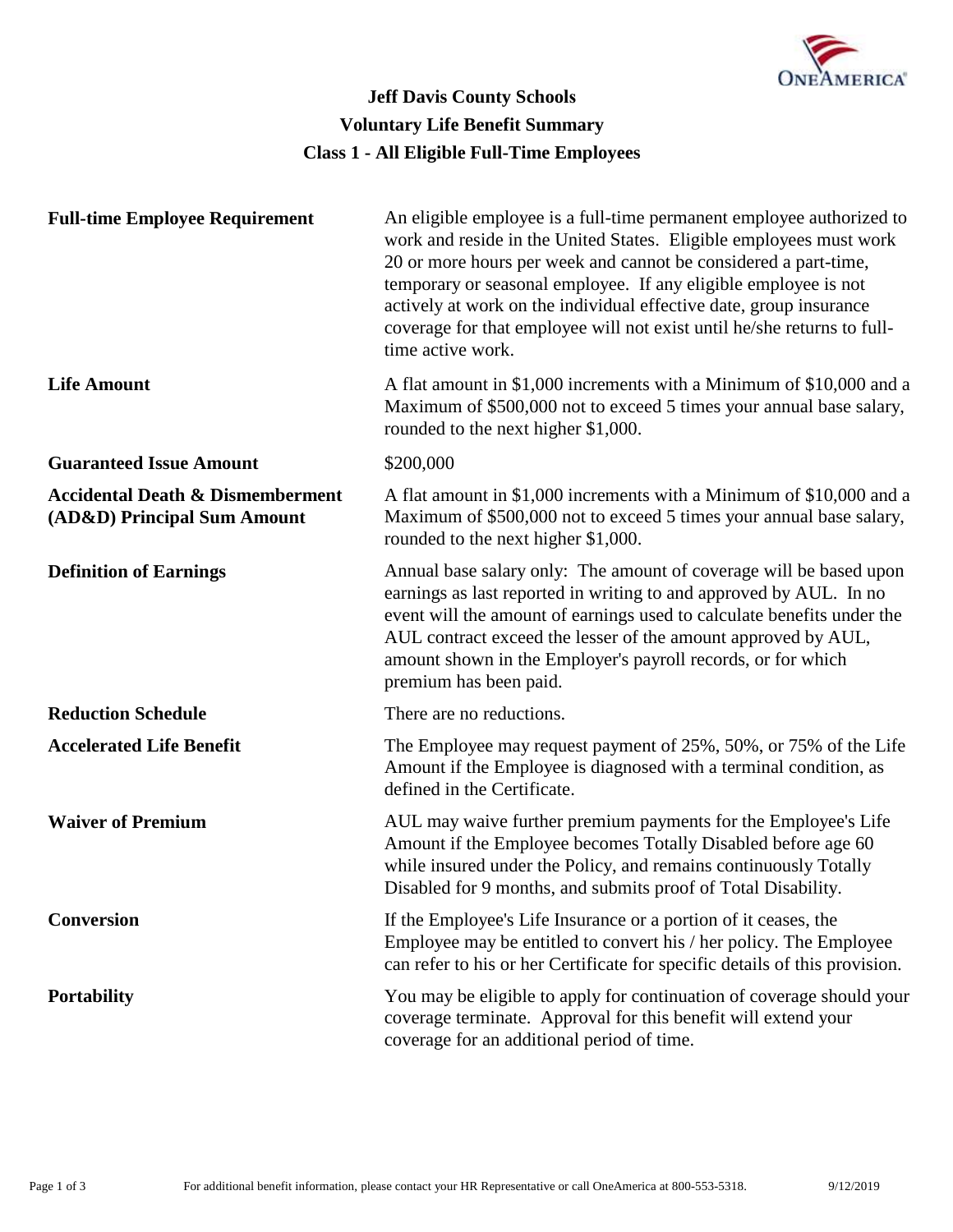# Jeff Davis County Schools
## Voluntary Life Benefit Summary
## Class 1 - All Eligible Full-Time Employees

| | |
|---|---|
| **Full-time Employee Requirement** | An eligible employee is a full-time permanent employee authorized to work and reside in the United States. Eligible employees must work 20 or more hours per week and cannot be considered a part-time, temporary or seasonal employee. If any eligible employee is not actively at work on the individual effective date, group insurance coverage for that employee will not exist until he/she returns to full-time active work. |
| **Life Amount** | A flat amount in $1,000 increments with a Minimum of $10,000 and a Maximum of $500,000 not to exceed 5 times your annual base salary, rounded to the next higher $1,000. |
| **Guaranteed Issue Amount** | $200,000 |
| **Accidental Death & Dismemberment (AD&D) Principal Sum Amount** | A flat amount in $1,000 increments with a Minimum of $10,000 and a Maximum of $500,000 not to exceed 5 times your annual base salary, rounded to the next higher $1,000. |
| **Definition of Earnings** | Annual base salary only: The amount of coverage will be based upon earnings as last reported in writing to and approved by AUL. In no event will the amount of earnings used to calculate benefits under the AUL contract exceed the lesser of the amount approved by AUL, amount shown in the Employer's payroll records, or for which premium has been paid. |
| **Reduction Schedule** | There are no reductions. |
| **Accelerated Life Benefit** | The Employee may request payment of 25%, 50%, or 75% of the Life Amount if the Employee is diagnosed with a terminal condition, as defined in the Certificate. |
| **Waiver of Premium** | AUL may waive further premium payments for the Employee's Life Amount if the Employee becomes Totally Disabled before age 60 while insured under the Policy, and remains continuously Totally Disabled for 9 months, and submits proof of Total Disability. |
| **Conversion** | If the Employee's Life Insurance or a portion of it ceases, the Employee may be entitled to convert his / her policy. The Employee can refer to his or her Certificate for specific details of this provision. |
| **Portability** | You may be eligible to apply for continuation of coverage should your coverage terminate. Approval for this benefit will extend your coverage for an additional period of time. |

For additional benefit information, please contact your HR Representative or call OneAmerica at 800-553-5318.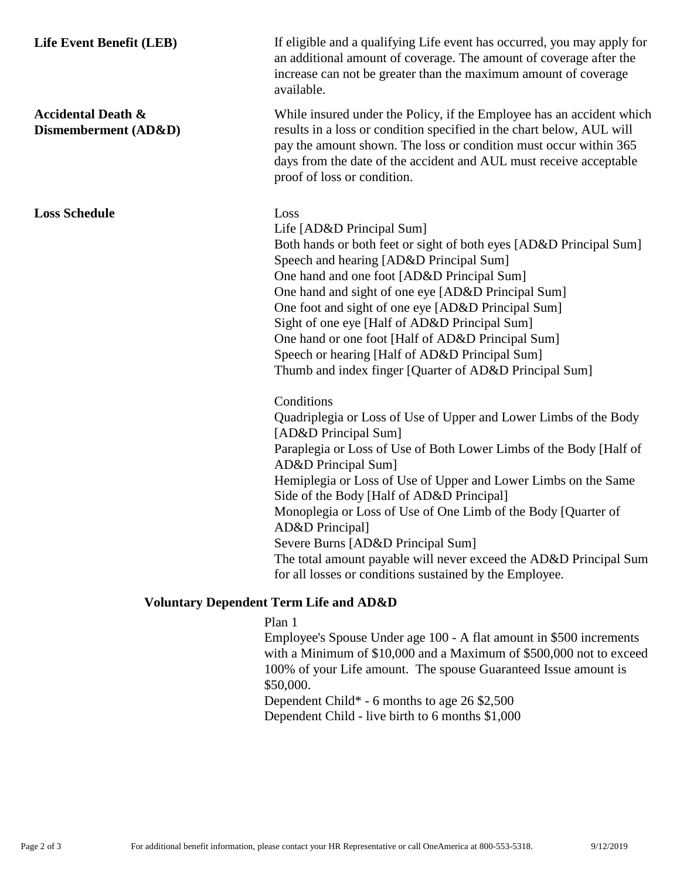**Life Event Benefit (LEB)**

If eligible and a qualifying Life event has occurred, you may apply for an additional amount of coverage. The amount of coverage after the increase can not be greater than the maximum amount of coverage available.

**Accidental Death & Dismemberment (AD&D)**

While insured under the Policy, if the Employee has an accident which results in a loss or condition specified in the chart below, AUL will pay the amount shown. The loss or condition must occur within 365 days from the date of the accident and AUL must receive acceptable proof of loss or condition.

**Loss Schedule**

Loss
Life [AD&D Principal Sum]
Both hands or both feet or sight of both eyes [AD&D Principal Sum]
Speech and hearing [AD&D Principal Sum]
One hand and one foot [AD&D Principal Sum]
One hand and sight of one eye [AD&D Principal Sum]
One foot and sight of one eye [AD&D Principal Sum]
Sight of one eye [Half of AD&D Principal Sum]
One hand or one foot [Half of AD&D Principal Sum]
Speech or hearing [Half of AD&D Principal Sum]
Thumb and index finger [Quarter of AD&D Principal Sum]

Conditions
Quadriplegia or Loss of Use of Upper and Lower Limbs of the Body [AD&D Principal Sum]
Paraplegia or Loss of Use of Both Lower Limbs of the Body [Half of AD&D Principal Sum]
Hemiplegia or Loss of Use of Upper and Lower Limbs on the Same Side of the Body [Half of AD&D Principal]
Monoplegia or Loss of Use of One Limb of the Body [Quarter of AD&D Principal]
Severe Burns [AD&D Principal Sum]
The total amount payable will never exceed the AD&D Principal Sum for all losses or conditions sustained by the Employee.

## Voluntary Dependent Term Life and AD&D

Plan 1
Employee's Spouse Under age 100 - A flat amount in $500 increments with a Minimum of $10,000 and a Maximum of $500,000 not to exceed 100% of your Life amount. The spouse Guaranteed Issue amount is $50,000.
Dependent Child* - 6 months to age 26 $2,500
Dependent Child - live birth to 6 months $1,000

For additional benefit information, please contact your HR Representative or call OneAmerica at 800-553-5318.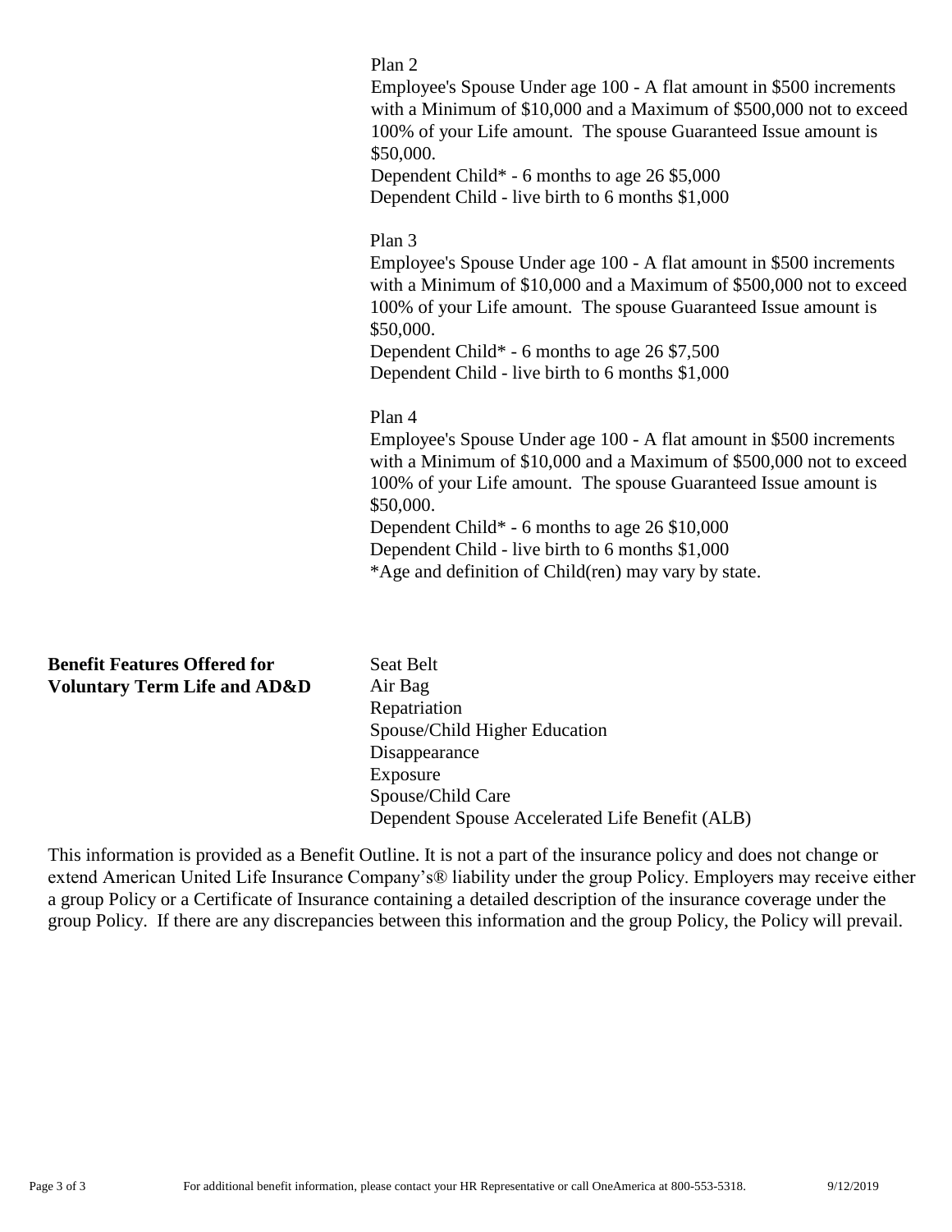Plan 2

Employee's Spouse Under age 100 - A flat amount in $500 increments with a Minimum of $10,000 and a Maximum of $500,000 not to exceed 100% of your Life amount. The spouse Guaranteed Issue amount is $50,000.

Dependent Child* - 6 months to age 26 $5,000

Dependent Child - live birth to 6 months $1,000

Plan 3

Employee's Spouse Under age 100 - A flat amount in $500 increments with a Minimum of $10,000 and a Maximum of $500,000 not to exceed 100% of your Life amount. The spouse Guaranteed Issue amount is $50,000.

Dependent Child* - 6 months to age 26 $7,500

Dependent Child - live birth to 6 months $1,000

Plan 4

Employee's Spouse Under age 100 - A flat amount in $500 increments with a Minimum of $10,000 and a Maximum of $500,000 not to exceed 100% of your Life amount. The spouse Guaranteed Issue amount is $50,000.

Dependent Child* - 6 months to age 26 $10,000

Dependent Child - live birth to 6 months $1,000

*Age and definition of Child(ren) may vary by state.

**Benefit Features Offered for Voluntary Term Life and AD&D**

Seat Belt
Air Bag
Repatriation
Spouse/Child Higher Education
Disappearance
Exposure
Spouse/Child Care
Dependent Spouse Accelerated Life Benefit (ALB)

This information is provided as a Benefit Outline. It is not a part of the insurance policy and does not change or extend American United Life Insurance Company's® liability under the group Policy. Employers may receive either a group Policy or a Certificate of Insurance containing a detailed description of the insurance coverage under the group Policy. If there are any discrepancies between this information and the group Policy, the Policy will prevail.

For additional benefit information, please contact your HR Representative or call OneAmerica at 800-553-5318.